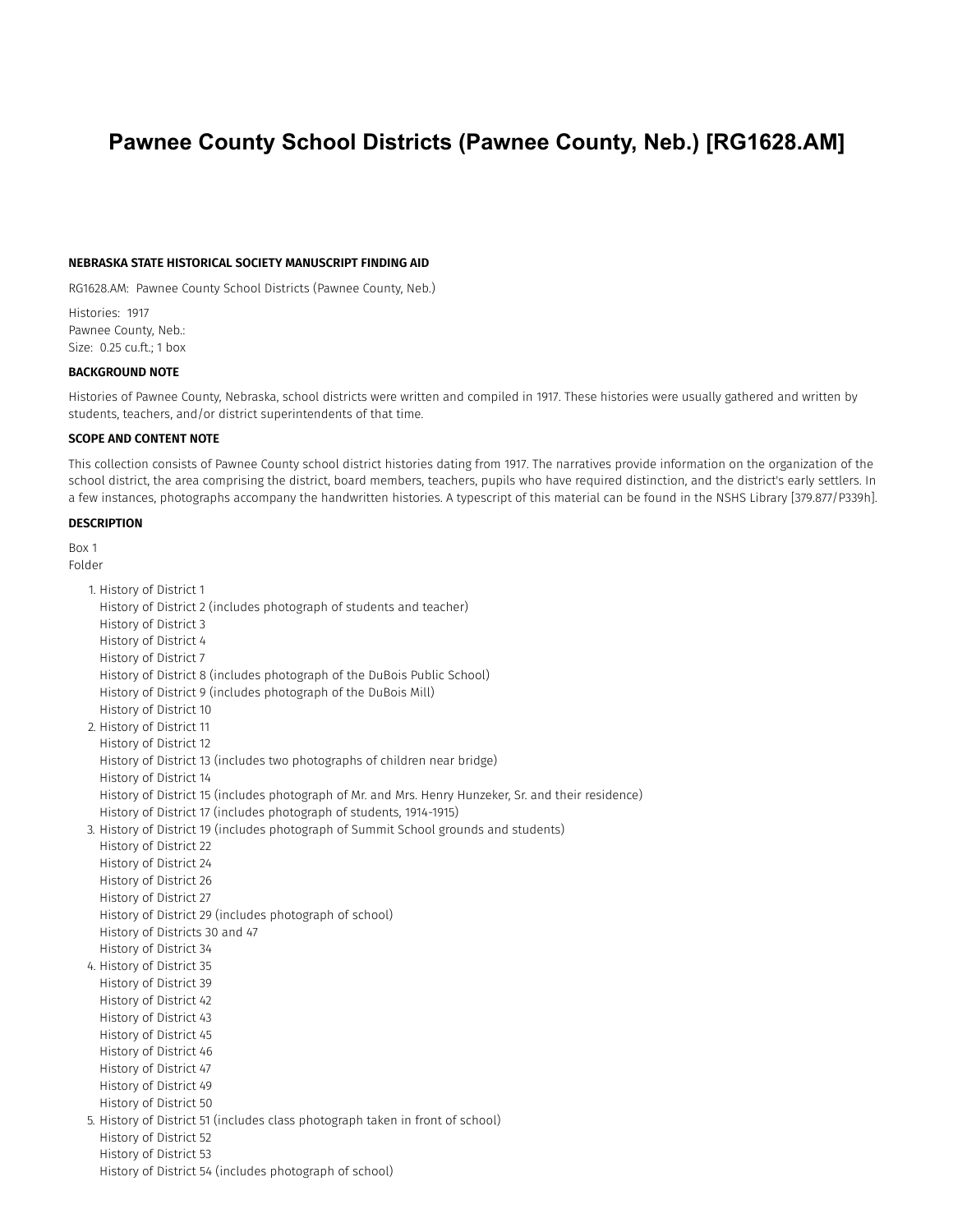# Pawnee County School Districts (Pawnee County, Neb.) [RG1628.AM]

**NEBRASKA STATE HISTORICAL SOCIETY MANUSCRIPT FINDING AID**

RG1628.AM: Pawnee County School Districts (Pawnee County, Neb.)

Histories: 1917
Pawnee County, Neb.:
Size: 0.25 cu.ft.; 1 box

**BACKGROUND NOTE**

Histories of Pawnee County, Nebraska, school districts were written and compiled in 1917. These histories were usually gathered and written by students, teachers, and/or district superintendents of that time.

**SCOPE AND CONTENT NOTE**

This collection consists of Pawnee County school district histories dating from 1917. The narratives provide information on the organization of the school district, the area comprising the district, board members, teachers, pupils who have required distinction, and the district's early settlers. In a few instances, photographs accompany the handwritten histories. A typescript of this material can be found in the NSHS Library [379.877/P339h].

**DESCRIPTION**

Box 1
Folder

1. History of District 1
   History of District 2 (includes photograph of students and teacher)
   History of District 3
   History of District 4
   History of District 7
   History of District 8 (includes photograph of the DuBois Public School)
   History of District 9 (includes photograph of the DuBois Mill)
   History of District 10
2. History of District 11
   History of District 12
   History of District 13 (includes two photographs of children near bridge)
   History of District 14
   History of District 15 (includes photograph of Mr. and Mrs. Henry Hunzeker, Sr. and their residence)
   History of District 17 (includes photograph of students, 1914-1915)
3. History of District 19 (includes photograph of Summit School grounds and students)
   History of District 22
   History of District 24
   History of District 26
   History of District 27
   History of District 29 (includes photograph of school)
   History of Districts 30 and 47
   History of District 34
4. History of District 35
   History of District 39
   History of District 42
   History of District 43
   History of District 45
   History of District 46
   History of District 47
   History of District 49
   History of District 50
5. History of District 51 (includes class photograph taken in front of school)
   History of District 52
   History of District 53
   History of District 54 (includes photograph of school)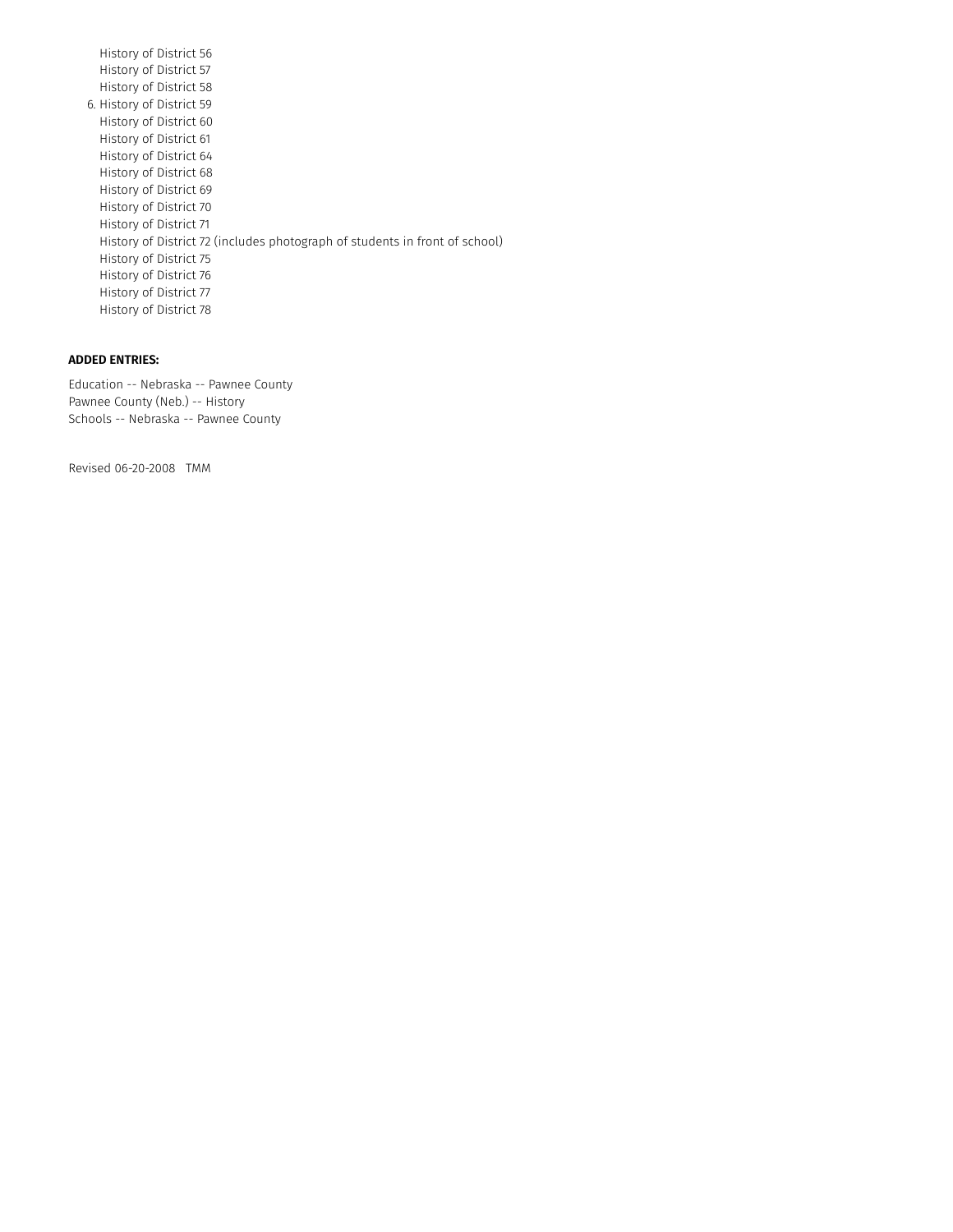History of District 56
History of District 57
History of District 58

6. History of District 59

History of District 60
History of District 61
History of District 64
History of District 68
History of District 69
History of District 70
History of District 71
History of District 72 (includes photograph of students in front of school)
History of District 75
History of District 76
History of District 77
History of District 78

**ADDED ENTRIES:**

Education -- Nebraska -- Pawnee County
Pawnee County (Neb.) -- History
Schools -- Nebraska -- Pawnee County

Revised 06-20-2008 TMM